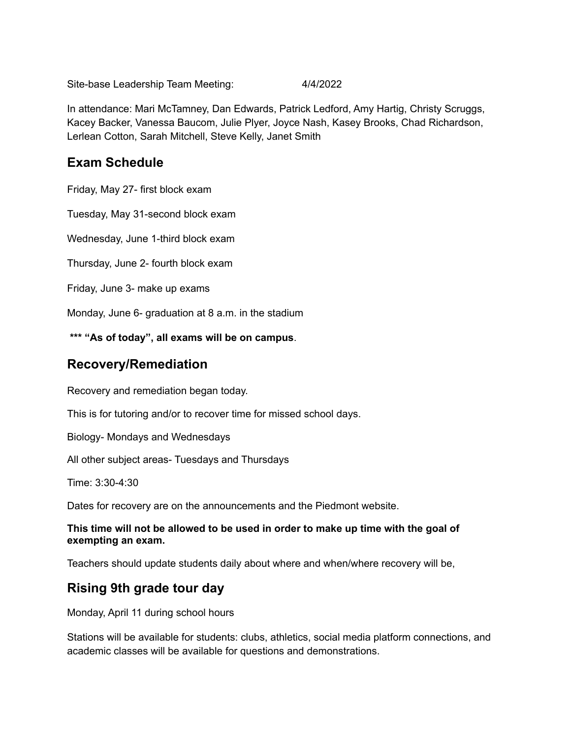Site-base Leadership Team Meeting: 4/4/2022

In attendance: Mari McTamney, Dan Edwards, Patrick Ledford, Amy Hartig, Christy Scruggs, Kacey Backer, Vanessa Baucom, Julie Plyer, Joyce Nash, Kasey Brooks, Chad Richardson, Lerlean Cotton, Sarah Mitchell, Steve Kelly, Janet Smith

## Exam Schedule

Friday, May 27- first block exam

Tuesday, May 31-second block exam

Wednesday, June 1-third block exam

Thursday, June 2- fourth block exam

Friday, June 3- make up exams

Monday, June 6- graduation at 8 a.m. in the stadium

**\*\*\* "As of today", all exams will be on campus**.

## Recovery/Remediation

Recovery and remediation began today.

This is for tutoring and/or to recover time for missed school days.

Biology- Mondays and Wednesdays

All other subject areas- Tuesdays and Thursdays

Time: 3:30-4:30

Dates for recovery are on the announcements and the Piedmont website.

**This time will not be allowed to be used in order to make up time with the goal of exempting an exam.**

Teachers should update students daily about where and when/where recovery will be,

## Rising 9th grade tour day

Monday, April 11 during school hours

Stations will be available for students: clubs, athletics, social media platform connections, and academic classes will be available for questions and demonstrations.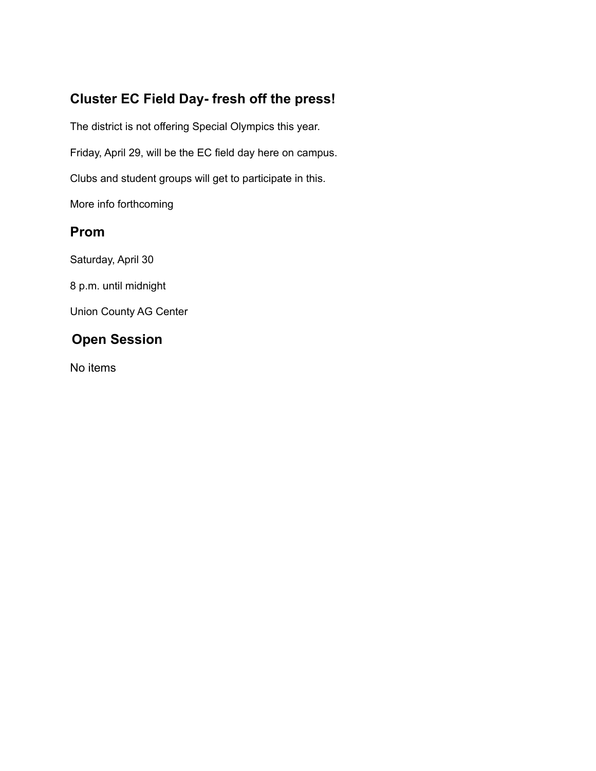## Cluster EC Field Day- fresh off the press!

The district is not offering Special Olympics this year.

Friday, April 29, will be the EC field day here on campus.

Clubs and student groups will get to participate in this.

More info forthcoming

## Prom

Saturday, April 30

8 p.m. until midnight

Union County AG Center

## Open Session

No items